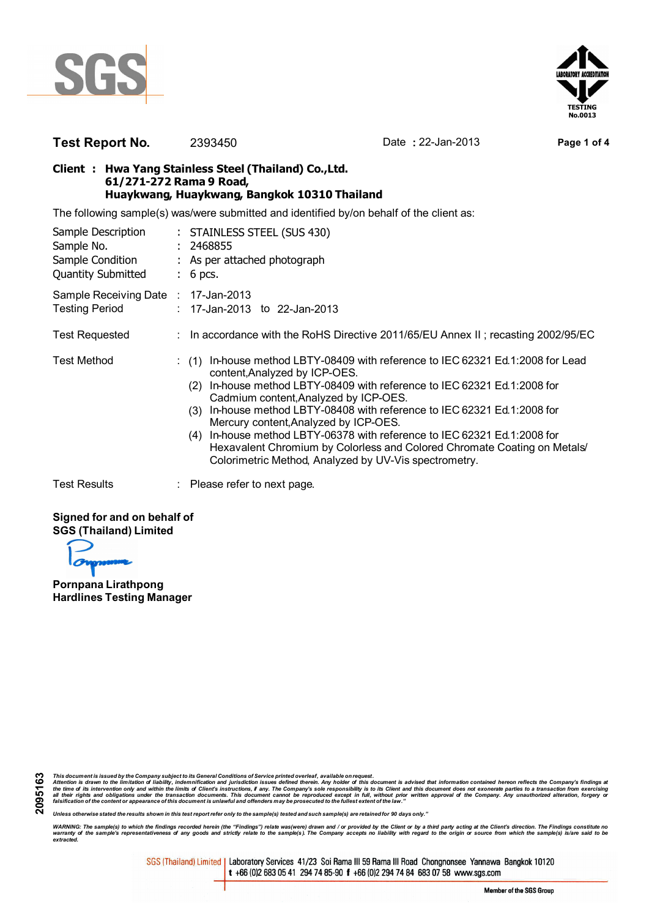SGS

LABORATORY ACCREDITATION TESTING No.0013

**Test Report No.** 2393450 Date : 22-Jan-2013

**Client : Hwa Yang Stainless Steel (Thailand) Co.,Ltd.**
**61/271-272 Rama 9 Road,**
**Huaykwang, Huaykwang, Bangkok 10310 Thailand**

The following sample(s) was/were submitted and identified by/on behalf of the client as:

| | | |
|---|---|---|
| Sample Description | : | STAINLESS STEEL (SUS 430) |
| Sample No. | : | 2468855 |
| Sample Condition | : | As per attached photograph |
| Quantity Submitted | : | 6 pcs. |
| Sample Receiving Date | : | 17-Jan-2013 |
| Testing Period | : | 17-Jan-2013 to 22-Jan-2013 |
| Test Requested | : | In accordance with the RoHS Directive 2011/65/EU Annex II ; recasting 2002/95/EC |

Test Method :
(1) In-house method LBTY-08409 with reference to IEC 62321 Ed.1:2008 for Lead content,Analyzed by ICP-OES.
(2) In-house method LBTY-08409 with reference to IEC 62321 Ed.1:2008 for Cadmium content,Analyzed by ICP-OES.
(3) In-house method LBTY-08408 with reference to IEC 62321 Ed.1:2008 for Mercury content,Analyzed by ICP-OES.
(4) In-house method LBTY-06378 with reference to IEC 62321 Ed.1:2008 for Hexavalent Chromium by Colorless and Colored Chromate Coating on Metals/ Colorimetric Method, Analyzed by UV-Vis spectrometry.

Test Results : Please refer to next page.

**Signed for and on behalf of**
**SGS (Thailand) Limited**

**Pornpana Lirathpong**
**Hardlines Testing Manager**

2095163

*This document is issued by the Company subject to its General Conditions of Service printed overleaf, available on request. Attention is drawn to the limitation of liability, indemnification and jurisdiction issues defined therein. Any holder of this document is advised that information contained hereon reflects the Company's findings at the time of its intervention only and within the limits of Client's instructions, if any. The Company's sole responsibility is to its Client and this document does not exonerate parties to a transaction from exercising all their rights and obligations under the transaction documents. This document cannot be reproduced except in full, without prior written approval of the Company. Any unauthorized alteration, forgery or falsification of the content or appearance of this document is unlawful and offenders may be prosecuted to the fullest extent of the law."*

*Unless otherwise stated the results shown in this test report refer only to the sample(s) tested and such sample(s) are retained for 90 days only."*

*WARNING: The sample(s) to which the findings recorded herein (the "Findings") relate was(were) drawn and / or provided by the Client or by a third party acting at the Client's direction. The Findings constitute no warranty of the sample's representativeness of any goods and strictly relate to the sample(s). The Company accepts no liability with regard to the origin or source from which the sample(s) is/are said to be extracted.*

SGS (Thailand) Limited | Laboratory Services 41/23 Soi Rama III 59 Rama III Road Chongnonsee Yannawa Bangkok 10120
t +66 (0)2 683 05 41 294 74 85-90 f +66 (0)2 294 74 84 683 07 58 www.sgs.com

Member of the SGS Group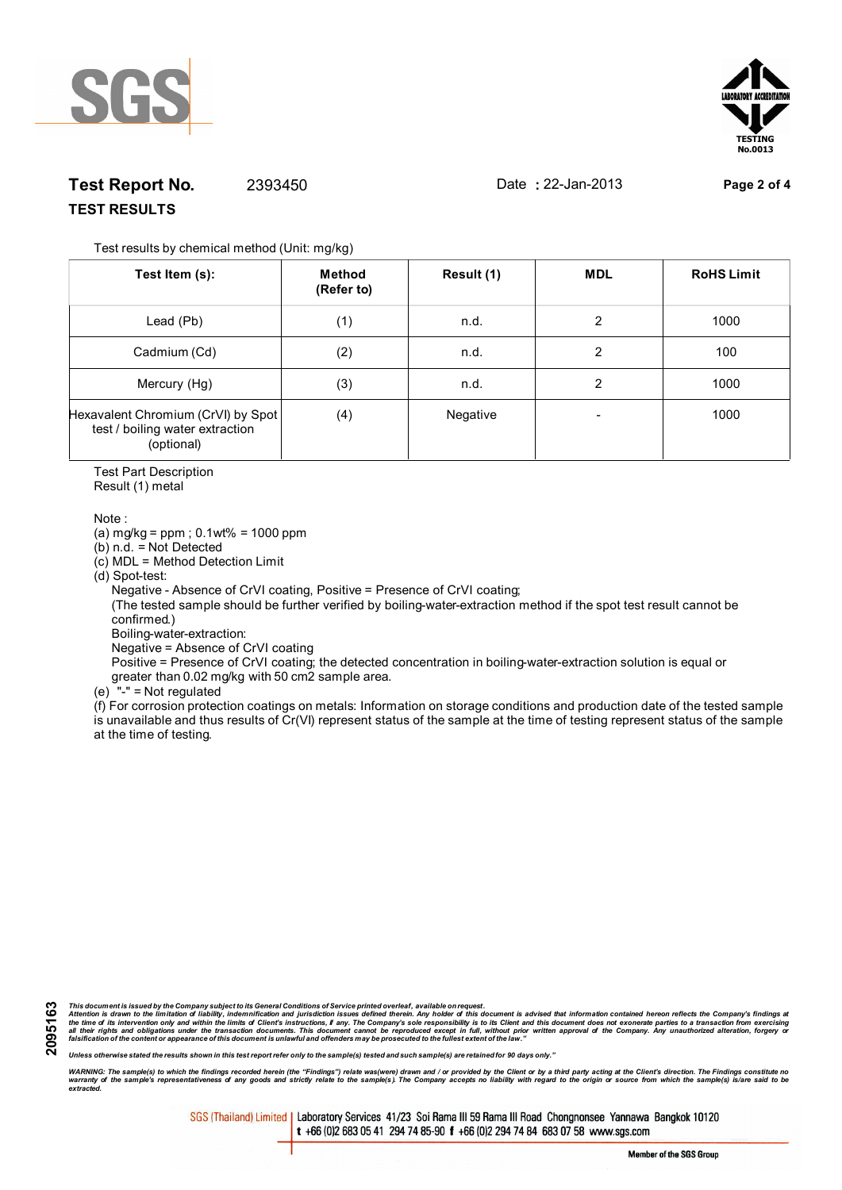**Test Report No.** 2393450 Date : 22-Jan-2013

**TEST RESULTS**

Test results by chemical method (Unit: mg/kg)

| Test Item (s): | Method (Refer to) | Result (1) | MDL | RoHS Limit |
|---|---|---|---|---|
| Lead (Pb) | (1) | n.d. | 2 | 1000 |
| Cadmium (Cd) | (2) | n.d. | 2 | 100 |
| Mercury (Hg) | (3) | n.d. | 2 | 1000 |
| Hexavalent Chromium (CrVI) by Spot test / boiling water extraction (optional) | (4) | Negative | - | 1000 |

Test Part Description
Result (1) metal

Note :
(a) mg/kg = ppm ; 0.1wt% = 1000 ppm
(b) n.d. = Not Detected
(c) MDL = Method Detection Limit
(d) Spot-test:
Negative - Absence of CrVI coating, Positive = Presence of CrVI coating;
(The tested sample should be further verified by boiling-water-extraction method if the spot test result cannot be confirmed.)
Boiling-water-extraction:
Negative = Absence of CrVI coating
Positive = Presence of CrVI coating; the detected concentration in boiling-water-extraction solution is equal or greater than 0.02 mg/kg with 50 cm2 sample area.
(e) "-" = Not regulated
(f) For corrosion protection coatings on metals: Information on storage conditions and production date of the tested sample is unavailable and thus results of Cr(VI) represent status of the sample at the time of testing represent status of the sample at the time of testing.

*This document is issued by the Company subject to its General Conditions of Service printed overleaf, available on request. Attention is drawn to the limitation of liability, indemnification and jurisdiction issues defined therein. Any holder of this document is advised that information contained hereon reflects the Company's findings at the time of its intervention only and within the limits of Client's instructions, if any. The Company's sole responsibility is to its Client and this document does not exonerate parties to a transaction from exercising all their rights and obligations under the transaction documents. This document cannot be reproduced except in full, without prior written approval of the Company. Any unauthorized alteration, forgery or falsification of the content or appearance of this document is unlawful and offenders may be prosecuted to the fullest extent of the law."*

*Unless otherwise stated the results shown in this test report refer only to the sample(s) tested and such sample(s) are retained for 90 days only."*

*WARNING: The sample(s) to which the findings recorded herein (the "Findings") relate was(were) drawn and / or provided by the Client or by a third party acting at the Client's direction. The Findings constitute no warranty of the sample's representativeness of any goods and strictly relate to the sample(s). The Company accepts no liability with regard to the origin or source from which the sample(s) is/are said to be extracted.*

SGS (Thailand) Limited | Laboratory Services 41/23 Soi Rama III 59 Rama III Road Chongnonsee Yannawa Bangkok 10120
t +66 (0)2 683 05 41 294 74 85-90 f +66 (0)2 294 74 84 683 07 58 www.sgs.com

Member of the SGS Group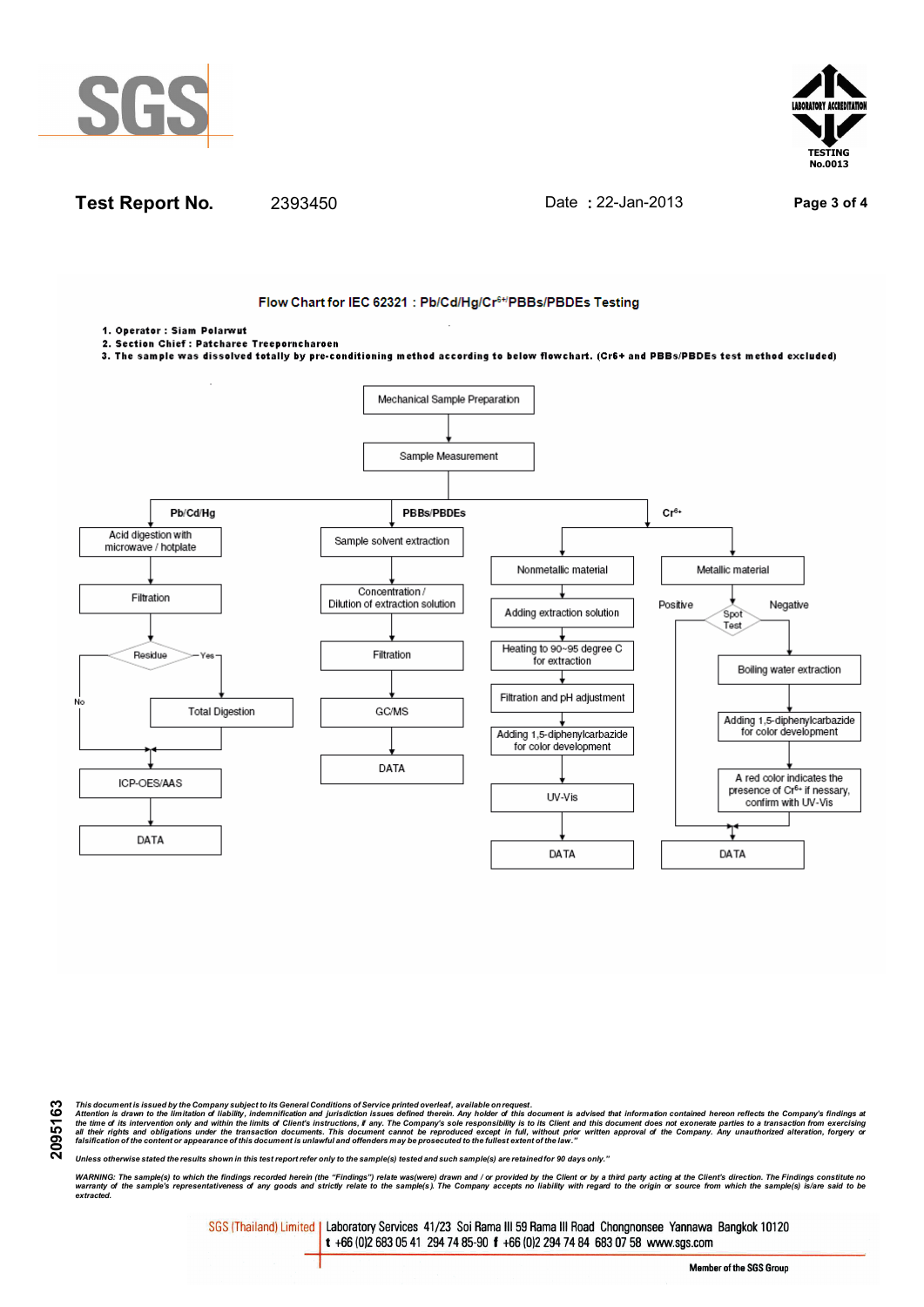**Test Report No.** 2393450 Date : 22-Jan-2013

## Flow Chart for IEC 62321 : Pb/Cd/Hg/$Cr^{6+}$/PBBs/PBDEs Testing

1. **Operator : Siam Polarwut**
2. **Section Chief : Patcharee Treeporncharoen**
3. **The sample was dissolved totally by pre-conditioning method according to below flowchart. (Cr6+ and PBBs/PBDEs test method excluded)**

Mechanical Sample Preparation → Sample Measurement, which branches into:

**Pb/Cd/Hg**
- Acid digestion with microwave / hotplate
- Filtration
- Residue
  - Yes → Total Digestion → ICP-OES/AAS
  - No → ICP-OES/AAS
- ICP-OES/AAS
- DATA

**PBBs/PBDEs**
- Sample solvent extraction
- Concentration / Dilution of extraction solution
- Filtration
- GC/MS
- DATA

**$Cr^{6+}$**
- Nonmetallic material
  - Adding extraction solution
  - Heating to 90~95 degree C for extraction
  - Filtration and pH adjustment
  - Adding 1,5-diphenylcarbazide for color development
  - UV-Vis
  - DATA
- Metallic material
  - Spot Test
    - Positive → DATA
    - Negative → Boiling water extraction
  - Boiling water extraction
  - Adding 1,5-diphenylcarbazide for color development
  - A red color indicates the presence of $Cr^{6+}$ if nessary, confirm with UV-Vis
  - DATA

*This document is issued by the Company subject to its General Conditions of Service printed overleaf, available on request. Attention is drawn to the limitation of liability, indemnification and jurisdiction issues defined therein. Any holder of this document is advised that information contained hereon reflects the Company's findings at the time of its intervention only and within the limits of Client's instructions, if any. The Company's sole responsibility is to its Client and this document does not exonerate parties to a transaction from exercising all their rights and obligations under the transaction documents. This document cannot be reproduced except in full, without prior written approval of the Company. Any unauthorized alteration, forgery or falsification of the content or appearance of this document is unlawful and offenders may be prosecuted to the fullest extent of the law."*

*Unless otherwise stated the results shown in this test report refer only to the sample(s) tested and such sample(s) are retained for 90 days only."*

*WARNING: The sample(s) to which the findings recorded herein (the "Findings") relate was(were) drawn and / or provided by the Client or by a third party acting at the Client's direction. The Findings constitute no warranty of the sample's representativeness of any goods and strictly relate to the sample(s). The Company accepts no liability with regard to the origin or source from which the sample(s) is/are said to be extracted.*

2095163

SGS (Thailand) Limited | Laboratory Services 41/23 Soi Rama III 59 Rama III Road Chongnonsee Yannawa Bangkok 10120
t +66 (0)2 683 05 41 294 74 85-90 f +66 (0)2 294 74 84 683 07 58 www.sgs.com

Member of the SGS Group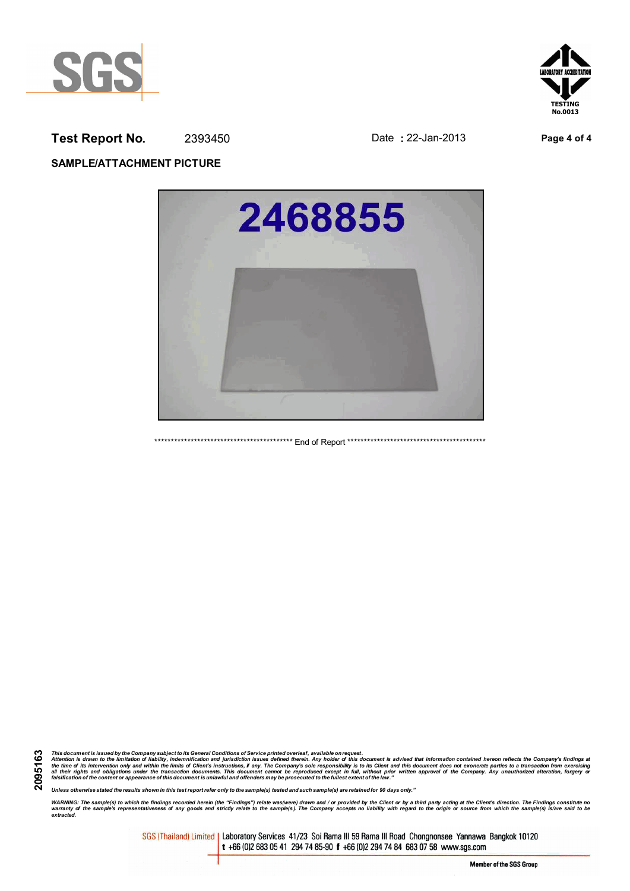**Test Report No.** 2393450 Date : 22-Jan-2013

**SAMPLE/ATTACHMENT PICTURE**

2468855

\*\*\*\*\*\*\*\*\*\*\*\*\*\*\*\*\*\*\*\*\*\*\*\*\*\*\*\*\*\*\*\*\*\*\*\*\*\*\*\*\*\*\*\*\* End of Report \*\*\*\*\*\*\*\*\*\*\*\*\*\*\*\*\*\*\*\*\*\*\*\*\*\*\*\*\*\*\*\*\*\*\*\*\*\*\*\*\*\*\*\*\*

*This document is issued by the Company subject to its General Conditions of Service printed overleaf, available on request. Attention is drawn to the limitation of liability, indemnification and jurisdiction issues defined therein. Any holder of this document is advised that information contained hereon reflects the Company's findings at the time of its intervention only and within the limits of Client's instructions, if any. The Company's sole responsibility is to its Client and this document does not exonerate parties to a transaction from exercising all their rights and obligations under the transaction documents. This document cannot be reproduced except in full, without prior written approval of the Company. Any unauthorized alteration, forgery or falsification of the content or appearance of this document is unlawful and offenders may be prosecuted to the fullest extent of the law."*

*Unless otherwise stated the results shown in this test report refer only to the sample(s) tested and such sample(s) are retained for 90 days only."*

*WARNING: The sample(s) to which the findings recorded herein (the "Findings") relate was(were) drawn and / or provided by the Client or by a third party acting at the Client's direction. The Findings constitute no warranty of the sample's representativeness of any goods and strictly relate to the sample(s). The Company accepts no liability with regard to the origin or source from which the sample(s) is/are said to be extracted.*

2095163

SGS (Thailand) Limited | Laboratory Services 41/23 Soi Rama III 59 Rama III Road Chongnonsee Yannawa Bangkok 10120
t +66 (0)2 683 05 41 294 74 85-90 f +66 (0)2 294 74 84 683 07 58 www.sgs.com

Member of the SGS Group